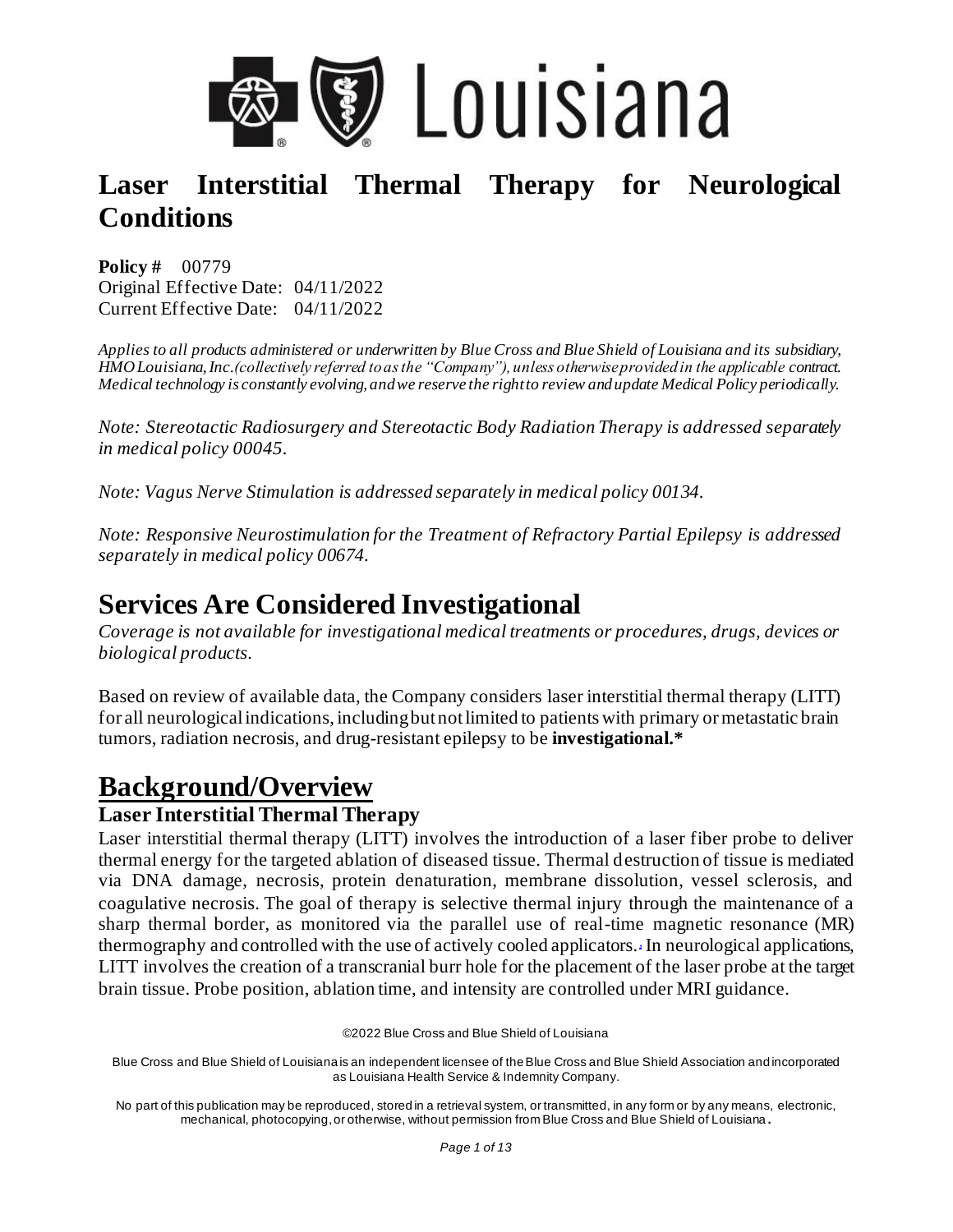# Laser Interstitial Thermal Therapy for Neurological Conditions

**Policy #** 00779
Original Effective Date: 04/11/2022
Current Effective Date: 04/11/2022

*Applies to all products administered or underwritten by Blue Cross and Blue Shield of Louisiana and its subsidiary, HMO Louisiana, Inc.(collectively referred to as the "Company"), unless otherwise provided in the applicable contract. Medical technology is constantly evolving, and we reserve the right to review and update Medical Policy periodically.*

*Note: Stereotactic Radiosurgery and Stereotactic Body Radiation Therapy is addressed separately in medical policy 00045.*

*Note: Vagus Nerve Stimulation is addressed separately in medical policy 00134.*

*Note: Responsive Neurostimulation for the Treatment of Refractory Partial Epilepsy is addressed separately in medical policy 00674.*

## Services Are Considered Investigational

*Coverage is not available for investigational medical treatments or procedures, drugs, devices or biological products.*

Based on review of available data, the Company considers laser interstitial thermal therapy (LITT) for all neurological indications, including but not limited to patients with primary or metastatic brain tumors, radiation necrosis, and drug-resistant epilepsy to be **investigational.***

## Background/Overview

### Laser Interstitial Thermal Therapy

Laser interstitial thermal therapy (LITT) involves the introduction of a laser fiber probe to deliver thermal energy for the targeted ablation of diseased tissue. Thermal destruction of tissue is mediated via DNA damage, necrosis, protein denaturation, membrane dissolution, vessel sclerosis, and coagulative necrosis. The goal of therapy is selective thermal injury through the maintenance of a sharp thermal border, as monitored via the parallel use of real-time magnetic resonance (MR) thermography and controlled with the use of actively cooled applicators.[1] In neurological applications, LITT involves the creation of a transcranial burr hole for the placement of the laser probe at the target brain tissue. Probe position, ablation time, and intensity are controlled under MRI guidance.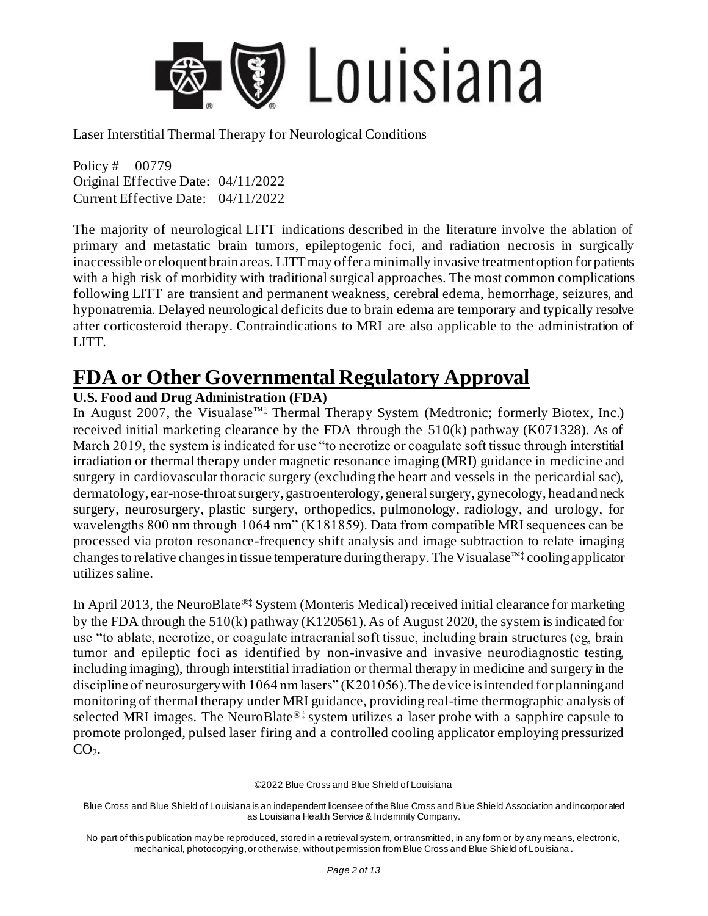The majority of neurological LITT indications described in the literature involve the ablation of primary and metastatic brain tumors, epileptogenic foci, and radiation necrosis in surgically inaccessible or eloquent brain areas. LITT may offer a minimally invasive treatment option for patients with a high risk of morbidity with traditional surgical approaches. The most common complications following LITT are transient and permanent weakness, cerebral edema, hemorrhage, seizures, and hyponatremia. Delayed neurological deficits due to brain edema are temporary and typically resolve after corticosteroid therapy. Contraindications to MRI are also applicable to the administration of LITT.

# FDA or Other Governmental Regulatory Approval

**U.S. Food and Drug Administration (FDA)**

In August 2007, the Visualase™‡ Thermal Therapy System (Medtronic; formerly Biotex, Inc.) received initial marketing clearance by the FDA through the 510(k) pathway (K071328). As of March 2019, the system is indicated for use "to necrotize or coagulate soft tissue through interstitial irradiation or thermal therapy under magnetic resonance imaging (MRI) guidance in medicine and surgery in cardiovascular thoracic surgery (excluding the heart and vessels in the pericardial sac), dermatology, ear-nose-throat surgery, gastroenterology, general surgery, gynecology, head and neck surgery, neurosurgery, plastic surgery, orthopedics, pulmonology, radiology, and urology, for wavelengths 800 nm through 1064 nm" (K181859). Data from compatible MRI sequences can be processed via proton resonance-frequency shift analysis and image subtraction to relate imaging changes to relative changes in tissue temperature during therapy. The Visualase™‡ cooling applicator utilizes saline.

In April 2013, the NeuroBlate®‡ System (Monteris Medical) received initial clearance for marketing by the FDA through the 510(k) pathway (K120561). As of August 2020, the system is indicated for use "to ablate, necrotize, or coagulate intracranial soft tissue, including brain structures (eg, brain tumor and epileptic foci as identified by non-invasive and invasive neurodiagnostic testing, including imaging), through interstitial irradiation or thermal therapy in medicine and surgery in the discipline of neurosurgery with 1064 nm lasers" (K201056). The device is intended for planning and monitoring of thermal therapy under MRI guidance, providing real-time thermographic analysis of selected MRI images. The NeuroBlate®‡ system utilizes a laser probe with a sapphire capsule to promote prolonged, pulsed laser firing and a controlled cooling applicator employing pressurized $CO_2$.

©2022 Blue Cross and Blue Shield of Louisiana

Blue Cross and Blue Shield of Louisiana is an independent licensee of the Blue Cross and Blue Shield Association and incorporated as Louisiana Health Service & Indemnity Company.

No part of this publication may be reproduced, stored in a retrieval system, or transmitted, in any form or by any means, electronic, mechanical, photocopying, or otherwise, without permission from Blue Cross and Blue Shield of Louisiana.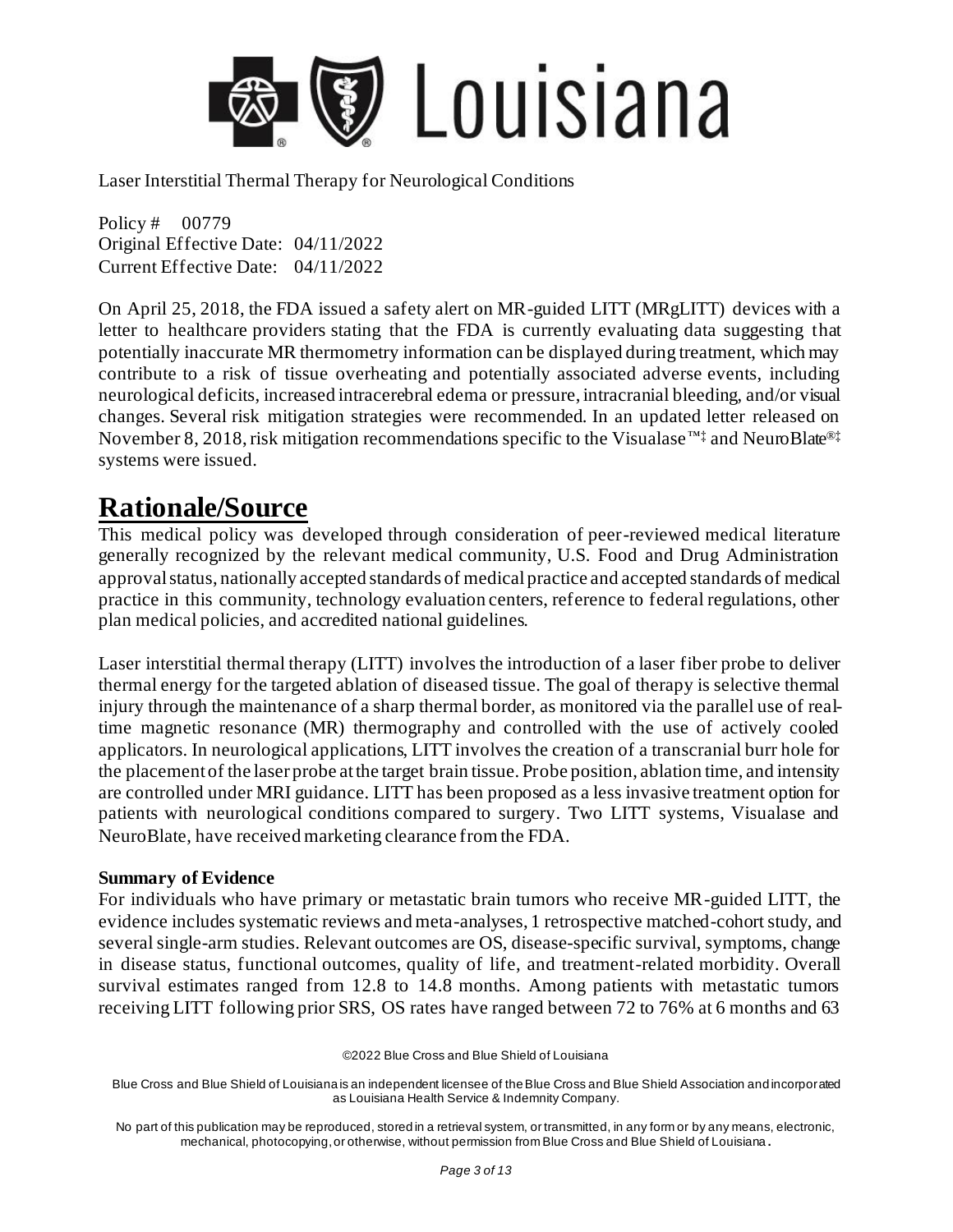Laser Interstitial Thermal Therapy for Neurological Conditions

Policy # 00779
Original Effective Date: 04/11/2022
Current Effective Date: 04/11/2022

On April 25, 2018, the FDA issued a safety alert on MR-guided LITT (MRgLITT) devices with a letter to healthcare providers stating that the FDA is currently evaluating data suggesting that potentially inaccurate MR thermometry information can be displayed during treatment, which may contribute to a risk of tissue overheating and potentially associated adverse events, including neurological deficits, increased intracerebral edema or pressure, intracranial bleeding, and/or visual changes. Several risk mitigation strategies were recommended. In an updated letter released on November 8, 2018, risk mitigation recommendations specific to the Visualase™‡ and NeuroBlate®‡ systems were issued.

# Rationale/Source

This medical policy was developed through consideration of peer-reviewed medical literature generally recognized by the relevant medical community, U.S. Food and Drug Administration approval status, nationally accepted standards of medical practice and accepted standards of medical practice in this community, technology evaluation centers, reference to federal regulations, other plan medical policies, and accredited national guidelines.

Laser interstitial thermal therapy (LITT) involves the introduction of a laser fiber probe to deliver thermal energy for the targeted ablation of diseased tissue. The goal of therapy is selective thermal injury through the maintenance of a sharp thermal border, as monitored via the parallel use of real-time magnetic resonance (MR) thermography and controlled with the use of actively cooled applicators. In neurological applications, LITT involves the creation of a transcranial burr hole for the placement of the laser probe at the target brain tissue. Probe position, ablation time, and intensity are controlled under MRI guidance. LITT has been proposed as a less invasive treatment option for patients with neurological conditions compared to surgery. Two LITT systems, Visualase and NeuroBlate, have received marketing clearance from the FDA.

**Summary of Evidence**

For individuals who have primary or metastatic brain tumors who receive MR-guided LITT, the evidence includes systematic reviews and meta-analyses, 1 retrospective matched-cohort study, and several single-arm studies. Relevant outcomes are OS, disease-specific survival, symptoms, change in disease status, functional outcomes, quality of life, and treatment-related morbidity. Overall survival estimates ranged from 12.8 to 14.8 months. Among patients with metastatic tumors receiving LITT following prior SRS, OS rates have ranged between 72 to 76% at 6 months and 63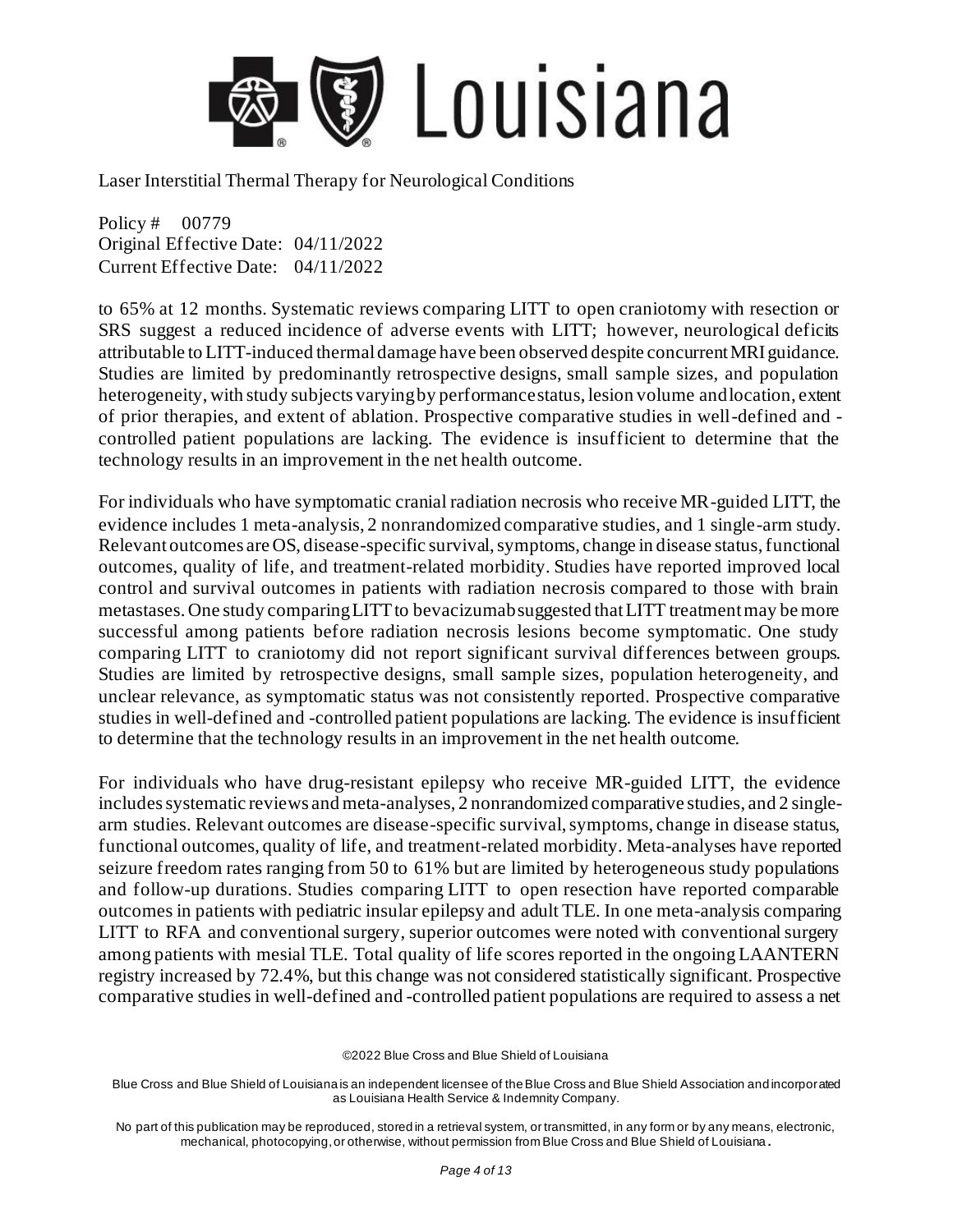to 65% at 12 months. Systematic reviews comparing LITT to open craniotomy with resection or SRS suggest a reduced incidence of adverse events with LITT; however, neurological deficits attributable to LITT-induced thermal damage have been observed despite concurrent MRI guidance. Studies are limited by predominantly retrospective designs, small sample sizes, and population heterogeneity, with study subjects varying by performance status, lesion volume and location, extent of prior therapies, and extent of ablation. Prospective comparative studies in well-defined and -controlled patient populations are lacking. The evidence is insufficient to determine that the technology results in an improvement in the net health outcome.

For individuals who have symptomatic cranial radiation necrosis who receive MR-guided LITT, the evidence includes 1 meta-analysis, 2 nonrandomized comparative studies, and 1 single-arm study. Relevant outcomes are OS, disease-specific survival, symptoms, change in disease status, functional outcomes, quality of life, and treatment-related morbidity. Studies have reported improved local control and survival outcomes in patients with radiation necrosis compared to those with brain metastases. One study comparing LITT to bevacizumab suggested that LITT treatment may be more successful among patients before radiation necrosis lesions become symptomatic. One study comparing LITT to craniotomy did not report significant survival differences between groups. Studies are limited by retrospective designs, small sample sizes, population heterogeneity, and unclear relevance, as symptomatic status was not consistently reported. Prospective comparative studies in well-defined and -controlled patient populations are lacking. The evidence is insufficient to determine that the technology results in an improvement in the net health outcome.

For individuals who have drug-resistant epilepsy who receive MR-guided LITT, the evidence includes systematic reviews and meta-analyses, 2 nonrandomized comparative studies, and 2 single-arm studies. Relevant outcomes are disease-specific survival, symptoms, change in disease status, functional outcomes, quality of life, and treatment-related morbidity. Meta-analyses have reported seizure freedom rates ranging from 50 to 61% but are limited by heterogeneous study populations and follow-up durations. Studies comparing LITT to open resection have reported comparable outcomes in patients with pediatric insular epilepsy and adult TLE. In one meta-analysis comparing LITT to RFA and conventional surgery, superior outcomes were noted with conventional surgery among patients with mesial TLE. Total quality of life scores reported in the ongoing LAANTERN registry increased by 72.4%, but this change was not considered statistically significant. Prospective comparative studies in well-defined and -controlled patient populations are required to assess a net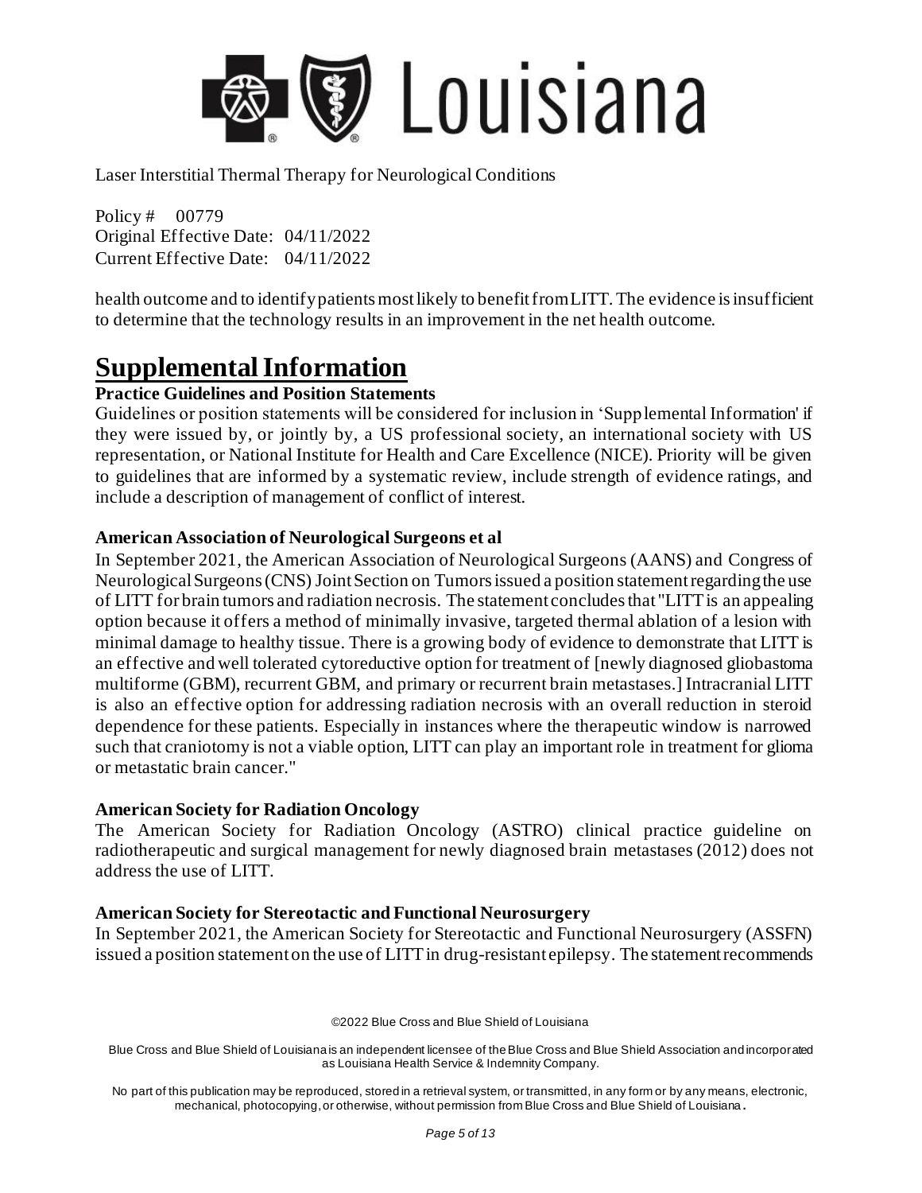health outcome and to identify patients most likely to benefit from LITT. The evidence is insufficient to determine that the technology results in an improvement in the net health outcome.

# Supplemental Information

### Practice Guidelines and Position Statements

Guidelines or position statements will be considered for inclusion in 'Supplemental Information' if they were issued by, or jointly by, a US professional society, an international society with US representation, or National Institute for Health and Care Excellence (NICE). Priority will be given to guidelines that are informed by a systematic review, include strength of evidence ratings, and include a description of management of conflict of interest.

### American Association of Neurological Surgeons et al

In September 2021, the American Association of Neurological Surgeons (AANS) and Congress of Neurological Surgeons (CNS) Joint Section on Tumors issued a position statement regarding the use of LITT for brain tumors and radiation necrosis. The statement concludes that "LITT is an appealing option because it offers a method of minimally invasive, targeted thermal ablation of a lesion with minimal damage to healthy tissue. There is a growing body of evidence to demonstrate that LITT is an effective and well tolerated cytoreductive option for treatment of [newly diagnosed gliobastoma multiforme (GBM), recurrent GBM, and primary or recurrent brain metastases.] Intracranial LITT is also an effective option for addressing radiation necrosis with an overall reduction in steroid dependence for these patients. Especially in instances where the therapeutic window is narrowed such that craniotomy is not a viable option, LITT can play an important role in treatment for glioma or metastatic brain cancer."

### American Society for Radiation Oncology

The American Society for Radiation Oncology (ASTRO) clinical practice guideline on radiotherapeutic and surgical management for newly diagnosed brain metastases (2012) does not address the use of LITT.

### American Society for Stereotactic and Functional Neurosurgery

In September 2021, the American Society for Stereotactic and Functional Neurosurgery (ASSFN) issued a position statement on the use of LITT in drug-resistant epilepsy. The statement recommends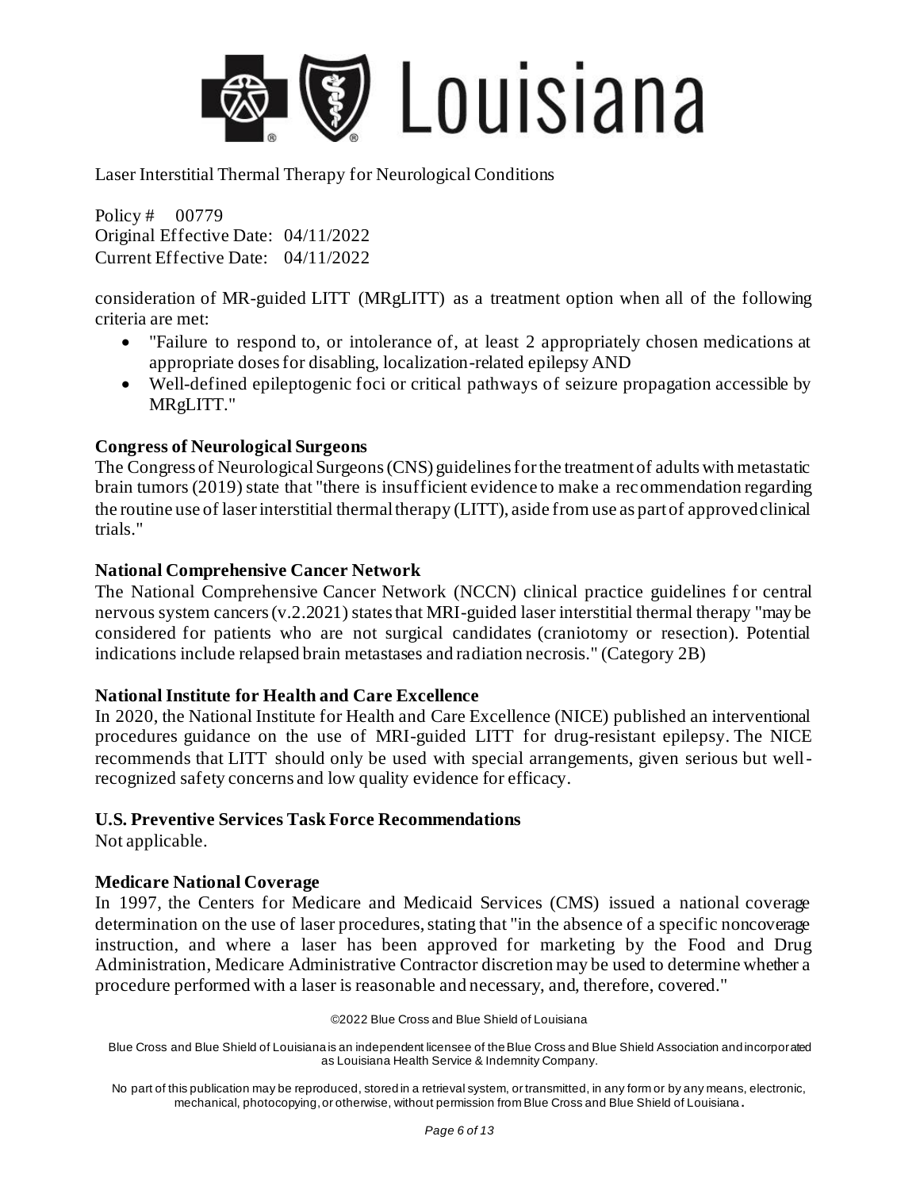consideration of MR-guided LITT (MRgLITT) as a treatment option when all of the following criteria are met:

- "Failure to respond to, or intolerance of, at least 2 appropriately chosen medications at appropriate doses for disabling, localization-related epilepsy AND
- Well-defined epileptogenic foci or critical pathways of seizure propagation accessible by MRgLITT."

**Congress of Neurological Surgeons**

The Congress of Neurological Surgeons (CNS) guidelines for the treatment of adults with metastatic brain tumors (2019) state that "there is insufficient evidence to make a recommendation regarding the routine use of laser interstitial thermal therapy (LITT), aside from use as part of approved clinical trials."

**National Comprehensive Cancer Network**

The National Comprehensive Cancer Network (NCCN) clinical practice guidelines for central nervous system cancers (v.2.2021) states that MRI-guided laser interstitial thermal therapy "may be considered for patients who are not surgical candidates (craniotomy or resection). Potential indications include relapsed brain metastases and radiation necrosis." (Category 2B)

**National Institute for Health and Care Excellence**

In 2020, the National Institute for Health and Care Excellence (NICE) published an interventional procedures guidance on the use of MRI-guided LITT for drug-resistant epilepsy. The NICE recommends that LITT should only be used with special arrangements, given serious but well-recognized safety concerns and low quality evidence for efficacy.

**U.S. Preventive Services Task Force Recommendations**

Not applicable.

**Medicare National Coverage**

In 1997, the Centers for Medicare and Medicaid Services (CMS) issued a national coverage determination on the use of laser procedures, stating that "in the absence of a specific noncoverage instruction, and where a laser has been approved for marketing by the Food and Drug Administration, Medicare Administrative Contractor discretion may be used to determine whether a procedure performed with a laser is reasonable and necessary, and, therefore, covered."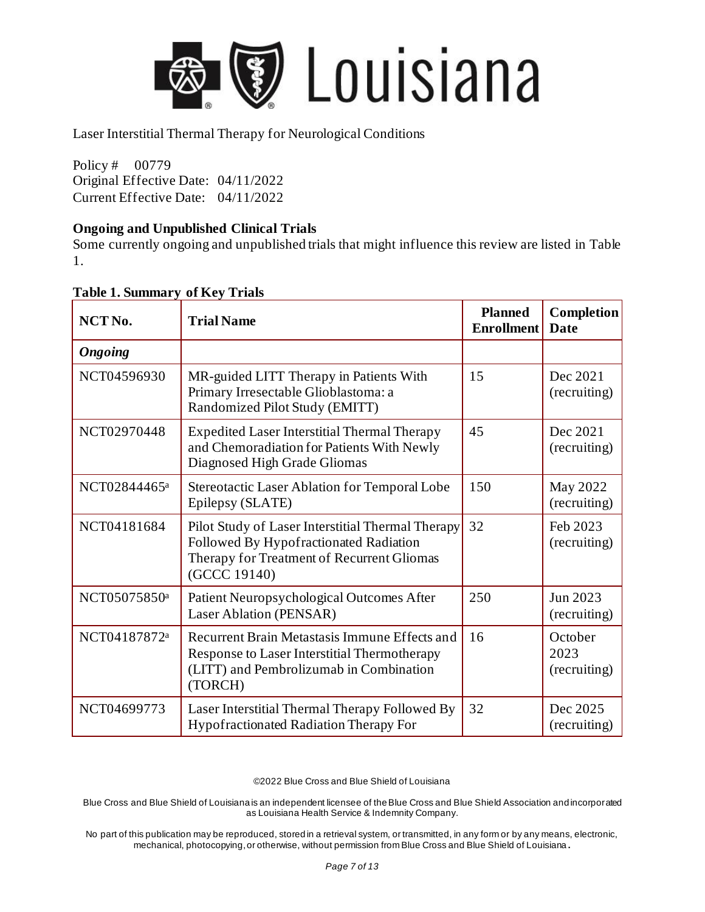Laser Interstitial Thermal Therapy for Neurological Conditions

Policy # 00779
Original Effective Date: 04/11/2022
Current Effective Date: 04/11/2022

### Ongoing and Unpublished Clinical Trials

Some currently ongoing and unpublished trials that might influence this review are listed in Table 1.

**Table 1. Summary of Key Trials**

| NCT No. | Trial Name | Planned Enrollment | Completion Date |
|---|---|---|---|
| ***Ongoing*** | | | |
| NCT04596930 | MR-guided LITT Therapy in Patients With Primary Irresectable Glioblastoma: a Randomized Pilot Study (EMITT) | 15 | Dec 2021 (recruiting) |
| NCT02970448 | Expedited Laser Interstitial Thermal Therapy and Chemoradiation for Patients With Newly Diagnosed High Grade Gliomas | 45 | Dec 2021 (recruiting) |
| NCT02844465[a] | Stereotactic Laser Ablation for Temporal Lobe Epilepsy (SLATE) | 150 | May 2022 (recruiting) |
| NCT04181684 | Pilot Study of Laser Interstitial Thermal Therapy Followed By Hypofractionated Radiation Therapy for Treatment of Recurrent Gliomas (GCCC 19140) | 32 | Feb 2023 (recruiting) |
| NCT05075850[a] | Patient Neuropsychological Outcomes After Laser Ablation (PENSAR) | 250 | Jun 2023 (recruiting) |
| NCT04187872[a] | Recurrent Brain Metastasis Immune Effects and Response to Laser Interstitial Thermotherapy (LITT) and Pembrolizumab in Combination (TORCH) | 16 | October 2023 (recruiting) |
| NCT04699773 | Laser Interstitial Thermal Therapy Followed By Hypofractionated Radiation Therapy For | 32 | Dec 2025 (recruiting) |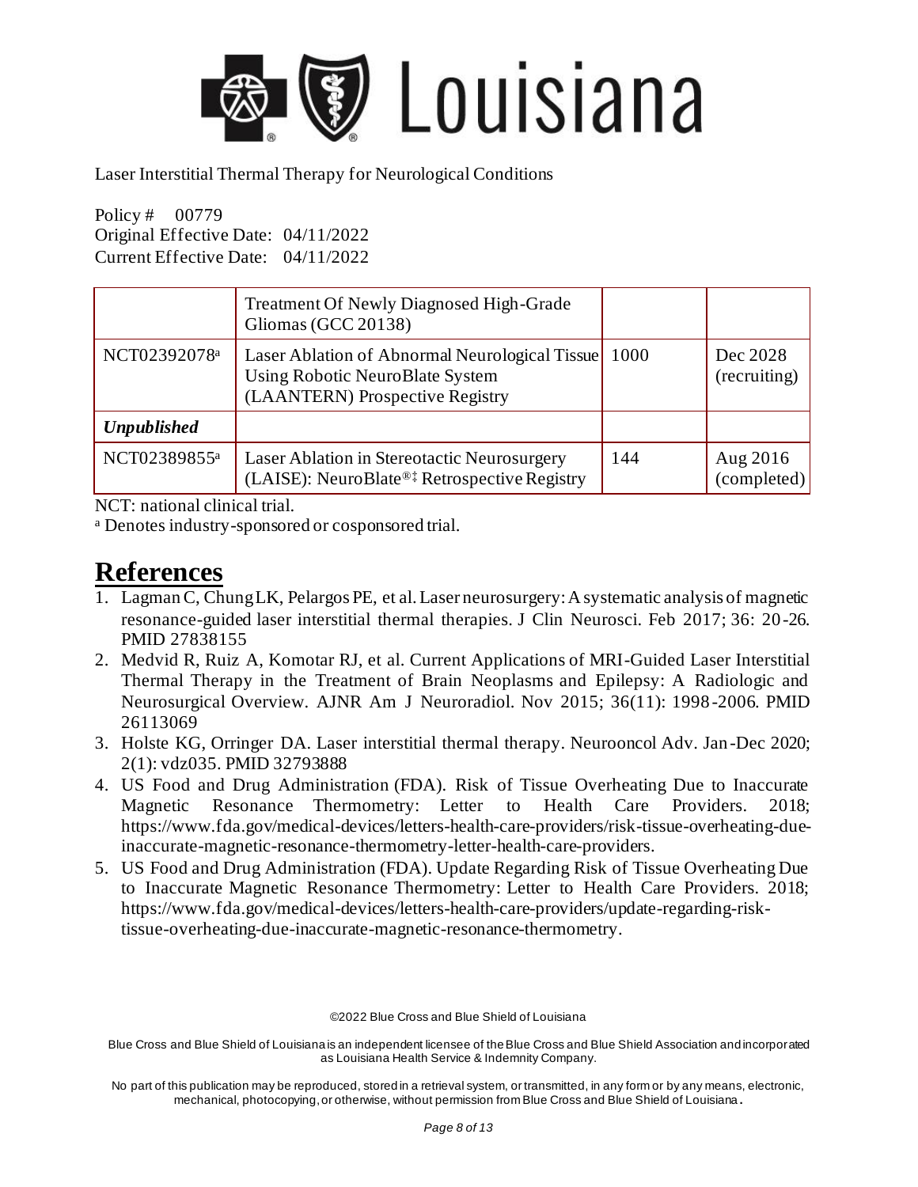| | Treatment Of Newly Diagnosed High-Grade Gliomas (GCC 20138) | | |
|---|---|---|---|
| NCT02392078[a] | Laser Ablation of Abnormal Neurological Tissue Using Robotic NeuroBlate System (LAANTERN) Prospective Registry | 1000 | Dec 2028 (recruiting) |
| ***Unpublished*** | | | |
| NCT02389855[a] | Laser Ablation in Stereotactic Neurosurgery (LAISE): NeuroBlate®‡ Retrospective Registry | 144 | Aug 2016 (completed) |

NCT: national clinical trial.

[a] Denotes industry-sponsored or cosponsored trial.

# References

1. Lagman C, Chung LK, Pelargos PE, et al. Laser neurosurgery: A systematic analysis of magnetic resonance-guided laser interstitial thermal therapies. J Clin Neurosci. Feb 2017; 36: 20-26. PMID 27838155
2. Medvid R, Ruiz A, Komotar RJ, et al. Current Applications of MRI-Guided Laser Interstitial Thermal Therapy in the Treatment of Brain Neoplasms and Epilepsy: A Radiologic and Neurosurgical Overview. AJNR Am J Neuroradiol. Nov 2015; 36(11): 1998-2006. PMID 26113069
3. Holste KG, Orringer DA. Laser interstitial thermal therapy. Neurooncol Adv. Jan-Dec 2020; 2(1): vdz035. PMID 32793888
4. US Food and Drug Administration (FDA). Risk of Tissue Overheating Due to Inaccurate Magnetic Resonance Thermometry: Letter to Health Care Providers. 2018; https://www.fda.gov/medical-devices/letters-health-care-providers/risk-tissue-overheating-due-inaccurate-magnetic-resonance-thermometry-letter-health-care-providers.
5. US Food and Drug Administration (FDA). Update Regarding Risk of Tissue Overheating Due to Inaccurate Magnetic Resonance Thermometry: Letter to Health Care Providers. 2018; https://www.fda.gov/medical-devices/letters-health-care-providers/update-regarding-risk-tissue-overheating-due-inaccurate-magnetic-resonance-thermometry.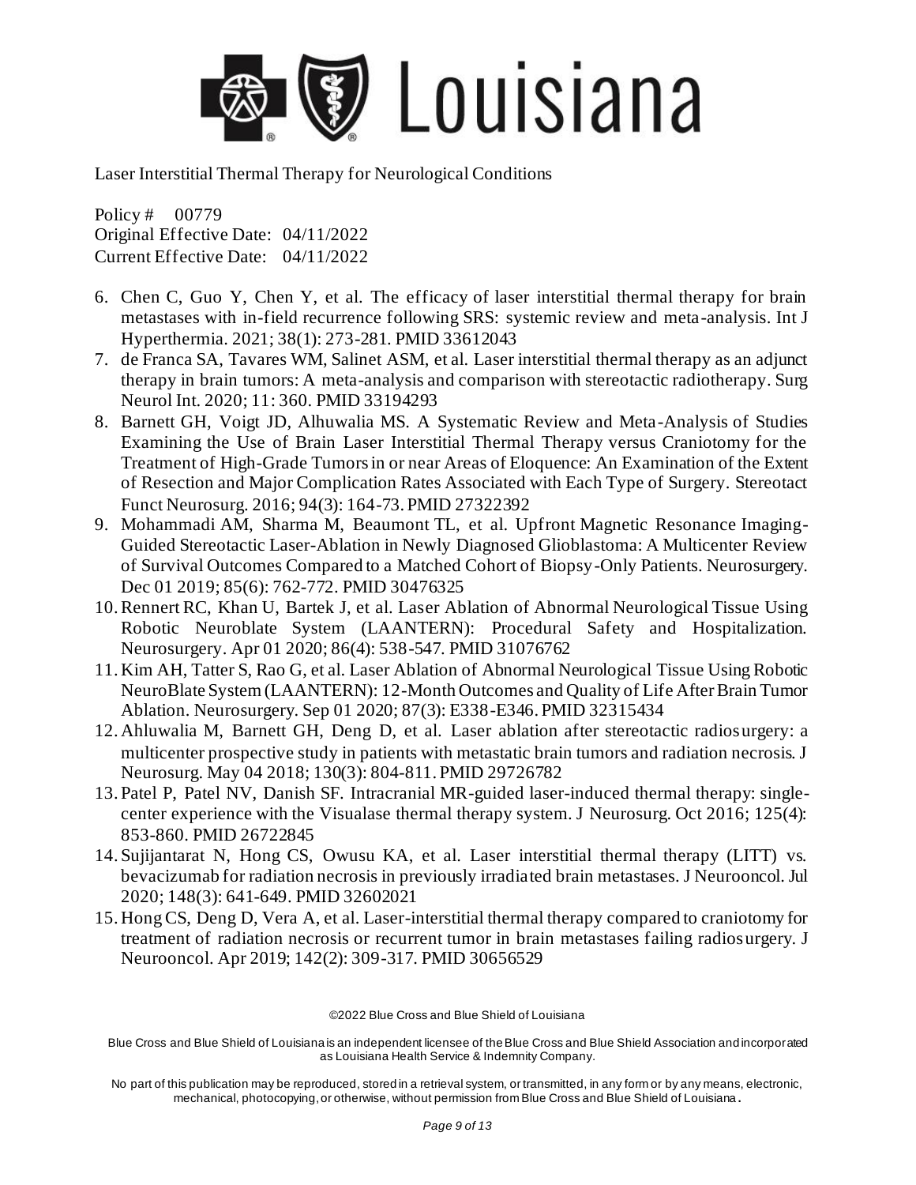6. Chen C, Guo Y, Chen Y, et al. The efficacy of laser interstitial thermal therapy for brain metastases with in-field recurrence following SRS: systemic review and meta-analysis. Int J Hyperthermia. 2021; 38(1): 273-281. PMID 33612043
7. de Franca SA, Tavares WM, Salinet ASM, et al. Laser interstitial thermal therapy as an adjunct therapy in brain tumors: A meta-analysis and comparison with stereotactic radiotherapy. Surg Neurol Int. 2020; 11: 360. PMID 33194293
8. Barnett GH, Voigt JD, Alhuwalia MS. A Systematic Review and Meta-Analysis of Studies Examining the Use of Brain Laser Interstitial Thermal Therapy versus Craniotomy for the Treatment of High-Grade Tumors in or near Areas of Eloquence: An Examination of the Extent of Resection and Major Complication Rates Associated with Each Type of Surgery. Stereotact Funct Neurosurg. 2016; 94(3): 164-73. PMID 27322392
9. Mohammadi AM, Sharma M, Beaumont TL, et al. Upfront Magnetic Resonance Imaging-Guided Stereotactic Laser-Ablation in Newly Diagnosed Glioblastoma: A Multicenter Review of Survival Outcomes Compared to a Matched Cohort of Biopsy-Only Patients. Neurosurgery. Dec 01 2019; 85(6): 762-772. PMID 30476325
10. Rennert RC, Khan U, Bartek J, et al. Laser Ablation of Abnormal Neurological Tissue Using Robotic Neuroblate System (LAANTERN): Procedural Safety and Hospitalization. Neurosurgery. Apr 01 2020; 86(4): 538-547. PMID 31076762
11. Kim AH, Tatter S, Rao G, et al. Laser Ablation of Abnormal Neurological Tissue Using Robotic NeuroBlate System (LAANTERN): 12-Month Outcomes and Quality of Life After Brain Tumor Ablation. Neurosurgery. Sep 01 2020; 87(3): E338-E346. PMID 32315434
12. Ahluwalia M, Barnett GH, Deng D, et al. Laser ablation after stereotactic radiosurgery: a multicenter prospective study in patients with metastatic brain tumors and radiation necrosis. J Neurosurg. May 04 2018; 130(3): 804-811. PMID 29726782
13. Patel P, Patel NV, Danish SF. Intracranial MR-guided laser-induced thermal therapy: single-center experience with the Visualase thermal therapy system. J Neurosurg. Oct 2016; 125(4): 853-860. PMID 26722845
14. Sujijantarat N, Hong CS, Owusu KA, et al. Laser interstitial thermal therapy (LITT) vs. bevacizumab for radiation necrosis in previously irradiated brain metastases. J Neurooncol. Jul 2020; 148(3): 641-649. PMID 32602021
15. Hong CS, Deng D, Vera A, et al. Laser-interstitial thermal therapy compared to craniotomy for treatment of radiation necrosis or recurrent tumor in brain metastases failing radiosurgery. J Neurooncol. Apr 2019; 142(2): 309-317. PMID 30656529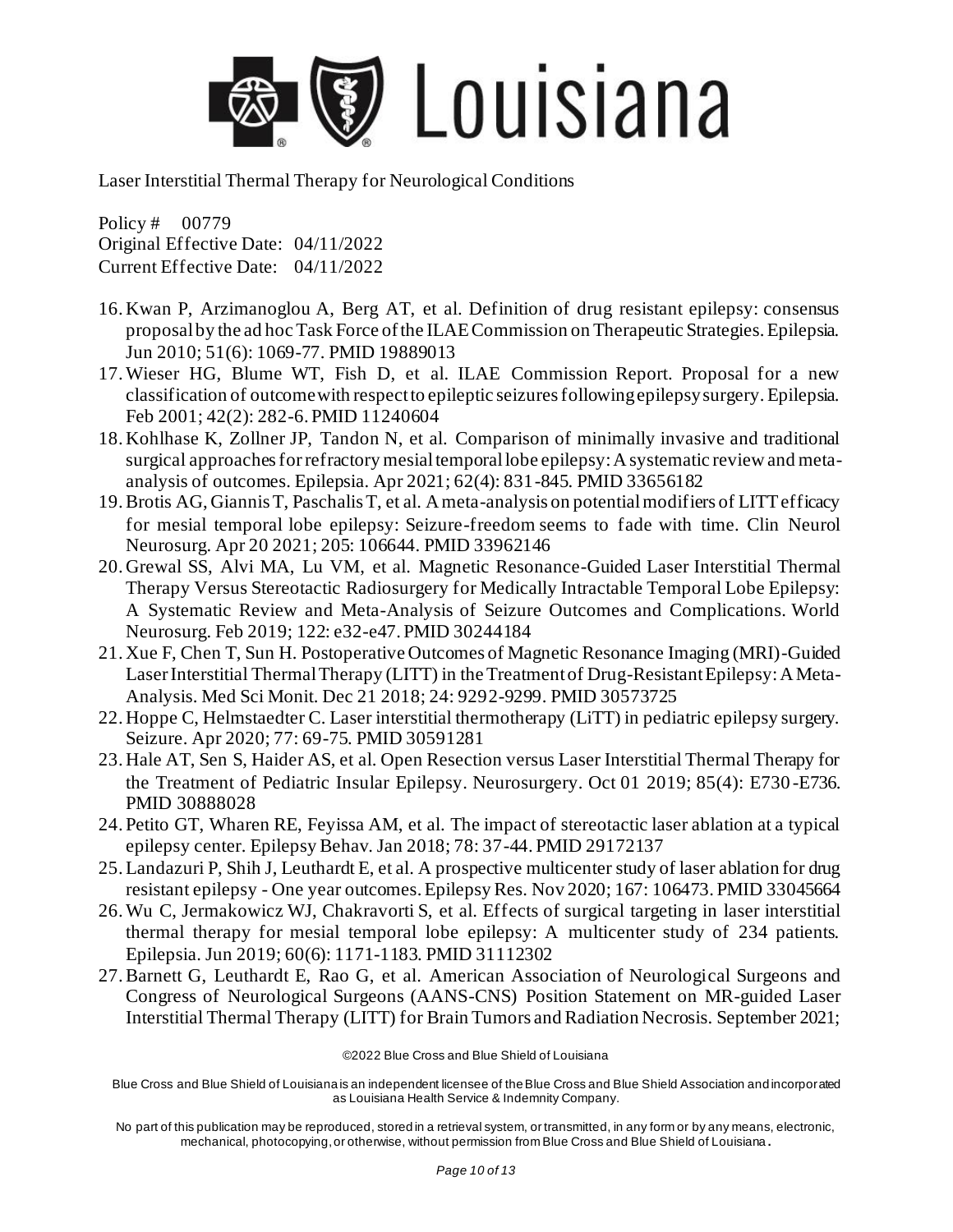16. Kwan P, Arzimanoglou A, Berg AT, et al. Definition of drug resistant epilepsy: consensus proposal by the ad hoc Task Force of the ILAE Commission on Therapeutic Strategies. Epilepsia. Jun 2010; 51(6): 1069-77. PMID 19889013
17. Wieser HG, Blume WT, Fish D, et al. ILAE Commission Report. Proposal for a new classification of outcome with respect to epileptic seizures following epilepsy surgery. Epilepsia. Feb 2001; 42(2): 282-6. PMID 11240604
18. Kohlhase K, Zollner JP, Tandon N, et al. Comparison of minimally invasive and traditional surgical approaches for refractory mesial temporal lobe epilepsy: A systematic review and meta-analysis of outcomes. Epilepsia. Apr 2021; 62(4): 831-845. PMID 33656182
19. Brotis AG, Giannis T, Paschalis T, et al. A meta-analysis on potential modifiers of LITT efficacy for mesial temporal lobe epilepsy: Seizure-freedom seems to fade with time. Clin Neurol Neurosurg. Apr 20 2021; 205: 106644. PMID 33962146
20. Grewal SS, Alvi MA, Lu VM, et al. Magnetic Resonance-Guided Laser Interstitial Thermal Therapy Versus Stereotactic Radiosurgery for Medically Intractable Temporal Lobe Epilepsy: A Systematic Review and Meta-Analysis of Seizure Outcomes and Complications. World Neurosurg. Feb 2019; 122: e32-e47. PMID 30244184
21. Xue F, Chen T, Sun H. Postoperative Outcomes of Magnetic Resonance Imaging (MRI)-Guided Laser Interstitial Thermal Therapy (LITT) in the Treatment of Drug-Resistant Epilepsy: A Meta-Analysis. Med Sci Monit. Dec 21 2018; 24: 9292-9299. PMID 30573725
22. Hoppe C, Helmstaedter C. Laser interstitial thermotherapy (LiTT) in pediatric epilepsy surgery. Seizure. Apr 2020; 77: 69-75. PMID 30591281
23. Hale AT, Sen S, Haider AS, et al. Open Resection versus Laser Interstitial Thermal Therapy for the Treatment of Pediatric Insular Epilepsy. Neurosurgery. Oct 01 2019; 85(4): E730-E736. PMID 30888028
24. Petito GT, Wharen RE, Feyissa AM, et al. The impact of stereotactic laser ablation at a typical epilepsy center. Epilepsy Behav. Jan 2018; 78: 37-44. PMID 29172137
25. Landazuri P, Shih J, Leuthardt E, et al. A prospective multicenter study of laser ablation for drug resistant epilepsy - One year outcomes. Epilepsy Res. Nov 2020; 167: 106473. PMID 33045664
26. Wu C, Jermakowicz WJ, Chakravorti S, et al. Effects of surgical targeting in laser interstitial thermal therapy for mesial temporal lobe epilepsy: A multicenter study of 234 patients. Epilepsia. Jun 2019; 60(6): 1171-1183. PMID 31112302
27. Barnett G, Leuthardt E, Rao G, et al. American Association of Neurological Surgeons and Congress of Neurological Surgeons (AANS-CNS) Position Statement on MR-guided Laser Interstitial Thermal Therapy (LITT) for Brain Tumors and Radiation Necrosis. September 2021;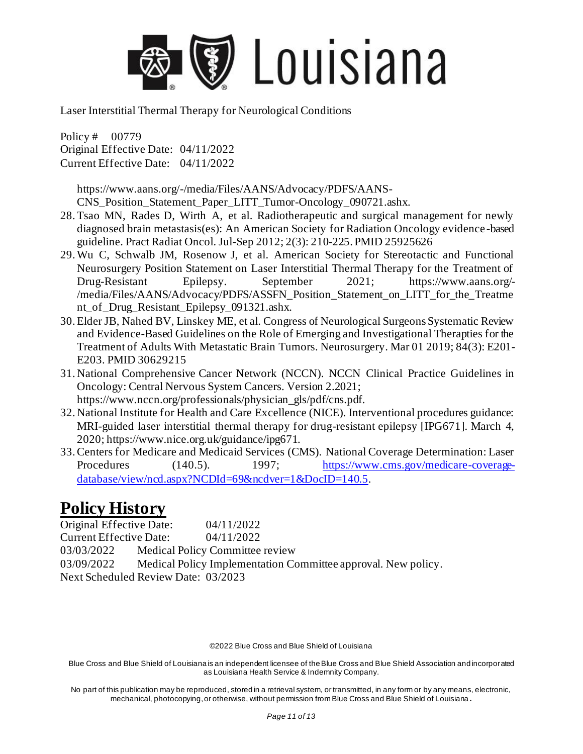https://www.aans.org/-/media/Files/AANS/Advocacy/PDFS/AANS-CNS_Position_Statement_Paper_LITT_Tumor-Oncology_090721.ashx.

28. Tsao MN, Rades D, Wirth A, et al. Radiotherapeutic and surgical management for newly diagnosed brain metastasis(es): An American Society for Radiation Oncology evidence-based guideline. Pract Radiat Oncol. Jul-Sep 2012; 2(3): 210-225. PMID 25925626
29. Wu C, Schwalb JM, Rosenow J, et al. American Society for Stereotactic and Functional Neurosurgery Position Statement on Laser Interstitial Thermal Therapy for the Treatment of Drug-Resistant Epilepsy. September 2021; https://www.aans.org/-/media/Files/AANS/Advocacy/PDFS/ASSFN_Position_Statement_on_LITT_for_the_Treatment_of_Drug_Resistant_Epilepsy_091321.ashx.
30. Elder JB, Nahed BV, Linskey ME, et al. Congress of Neurological Surgeons Systematic Review and Evidence-Based Guidelines on the Role of Emerging and Investigational Therapies for the Treatment of Adults With Metastatic Brain Tumors. Neurosurgery. Mar 01 2019; 84(3): E201-E203. PMID 30629215
31. National Comprehensive Cancer Network (NCCN). NCCN Clinical Practice Guidelines in Oncology: Central Nervous System Cancers. Version 2.2021; https://www.nccn.org/professionals/physician_gls/pdf/cns.pdf.
32. National Institute for Health and Care Excellence (NICE). Interventional procedures guidance: MRI-guided laser interstitial thermal therapy for drug-resistant epilepsy [IPG671]. March 4, 2020; https://www.nice.org.uk/guidance/ipg671.
33. Centers for Medicare and Medicaid Services (CMS). National Coverage Determination: Laser Procedures (140.5). 1997; https://www.cms.gov/medicare-coverage-database/view/ncd.aspx?NCDId=69&ncdver=1&DocID=140.5.

# Policy History

Original Effective Date: 04/11/2022
Current Effective Date: 04/11/2022
03/03/2022 Medical Policy Committee review
03/09/2022 Medical Policy Implementation Committee approval. New policy.
Next Scheduled Review Date: 03/2023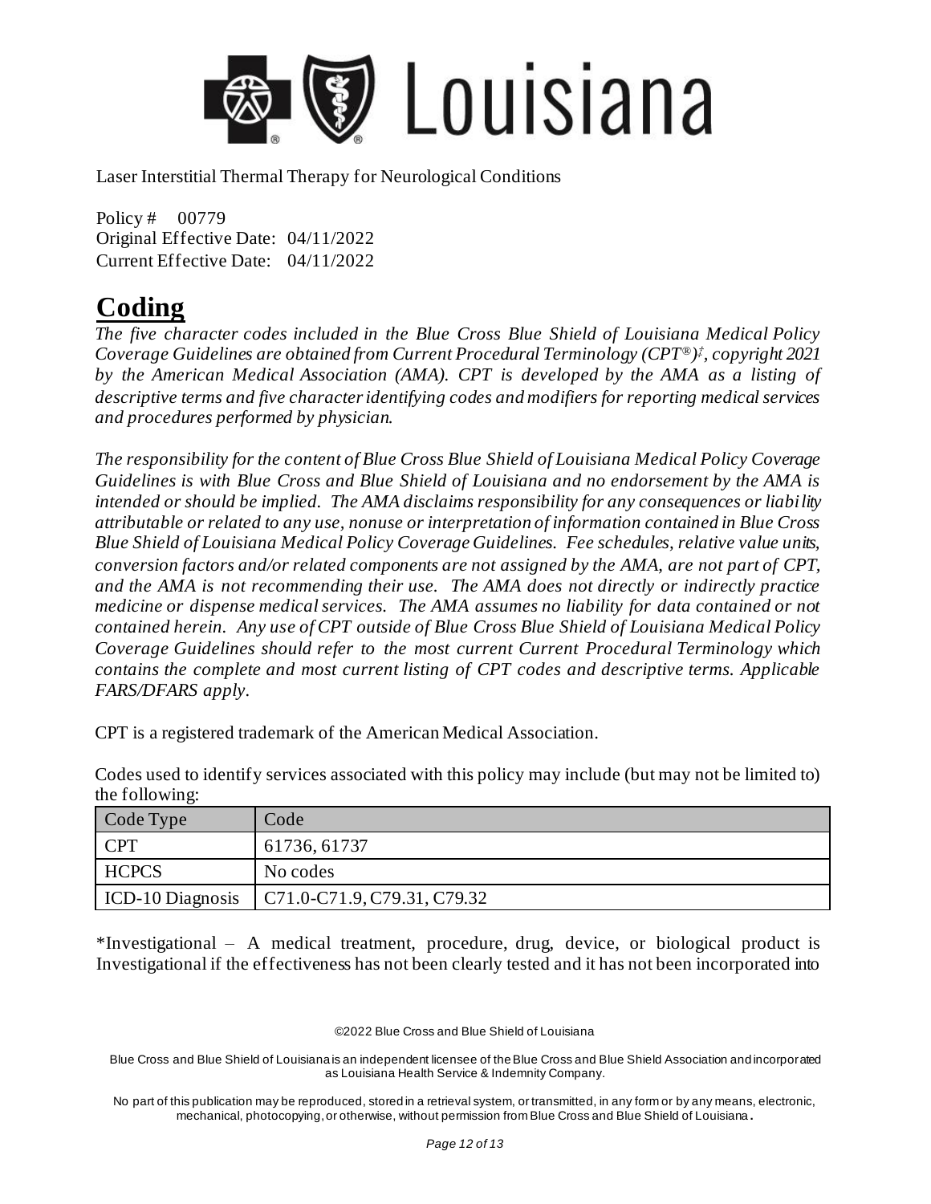## Coding

*The five character codes included in the Blue Cross Blue Shield of Louisiana Medical Policy Coverage Guidelines are obtained from Current Procedural Terminology (CPT®)‡, copyright 2021 by the American Medical Association (AMA). CPT is developed by the AMA as a listing of descriptive terms and five character identifying codes and modifiers for reporting medical services and procedures performed by physician.*

*The responsibility for the content of Blue Cross Blue Shield of Louisiana Medical Policy Coverage Guidelines is with Blue Cross and Blue Shield of Louisiana and no endorsement by the AMA is intended or should be implied. The AMA disclaims responsibility for any consequences or liability attributable or related to any use, nonuse or interpretation of information contained in Blue Cross Blue Shield of Louisiana Medical Policy Coverage Guidelines. Fee schedules, relative value units, conversion factors and/or related components are not assigned by the AMA, are not part of CPT, and the AMA is not recommending their use. The AMA does not directly or indirectly practice medicine or dispense medical services. The AMA assumes no liability for data contained or not contained herein. Any use of CPT outside of Blue Cross Blue Shield of Louisiana Medical Policy Coverage Guidelines should refer to the most current Current Procedural Terminology which contains the complete and most current listing of CPT codes and descriptive terms. Applicable FARS/DFARS apply.*

CPT is a registered trademark of the American Medical Association.

Codes used to identify services associated with this policy may include (but may not be limited to) the following:

| Code Type | Code |
|---|---|
| CPT | 61736, 61737 |
| HCPCS | No codes |
| ICD-10 Diagnosis | C71.0-C71.9, C79.31, C79.32 |

*Investigational – A medical treatment, procedure, drug, device, or biological product is Investigational if the effectiveness has not been clearly tested and it has not been incorporated into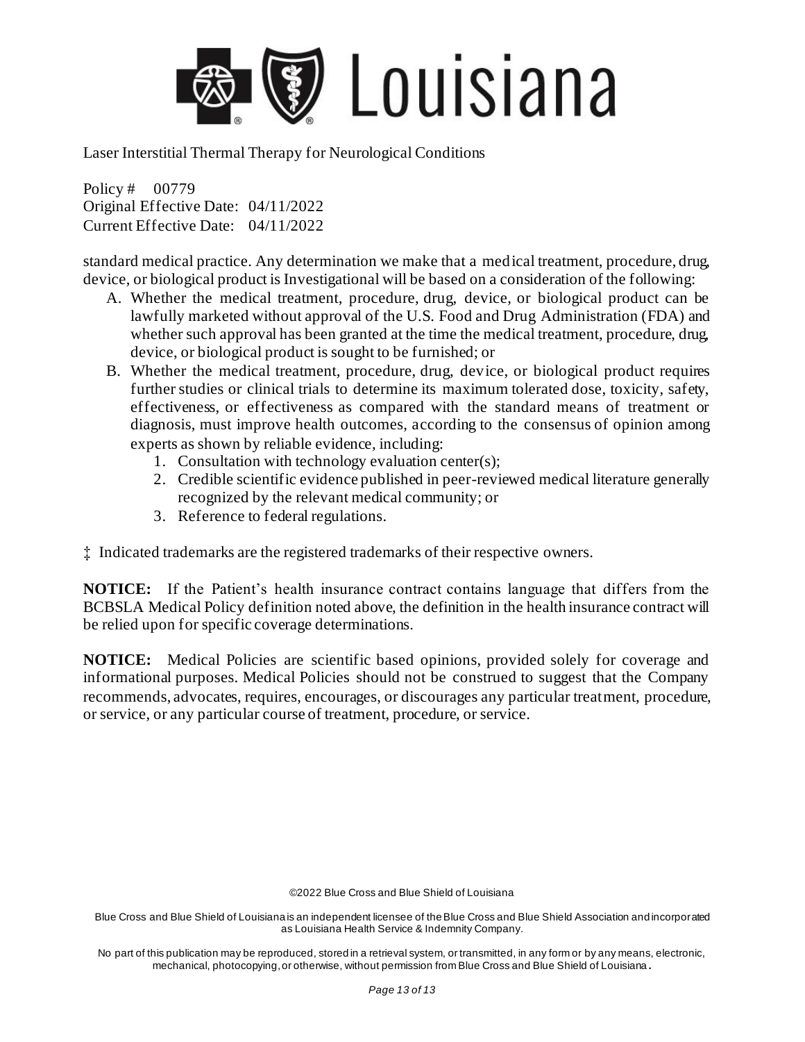standard medical practice. Any determination we make that a medical treatment, procedure, drug, device, or biological product is Investigational will be based on a consideration of the following:

A. Whether the medical treatment, procedure, drug, device, or biological product can be lawfully marketed without approval of the U.S. Food and Drug Administration (FDA) and whether such approval has been granted at the time the medical treatment, procedure, drug, device, or biological product is sought to be furnished; or
B. Whether the medical treatment, procedure, drug, device, or biological product requires further studies or clinical trials to determine its maximum tolerated dose, toxicity, safety, effectiveness, or effectiveness as compared with the standard means of treatment or diagnosis, must improve health outcomes, according to the consensus of opinion among experts as shown by reliable evidence, including:
   1. Consultation with technology evaluation center(s);
   2. Credible scientific evidence published in peer-reviewed medical literature generally recognized by the relevant medical community; or
   3. Reference to federal regulations.

‡ Indicated trademarks are the registered trademarks of their respective owners.

**NOTICE:** If the Patient's health insurance contract contains language that differs from the BCBSLA Medical Policy definition noted above, the definition in the health insurance contract will be relied upon for specific coverage determinations.

**NOTICE:** Medical Policies are scientific based opinions, provided solely for coverage and informational purposes. Medical Policies should not be construed to suggest that the Company recommends, advocates, requires, encourages, or discourages any particular treatment, procedure, or service, or any particular course of treatment, procedure, or service.